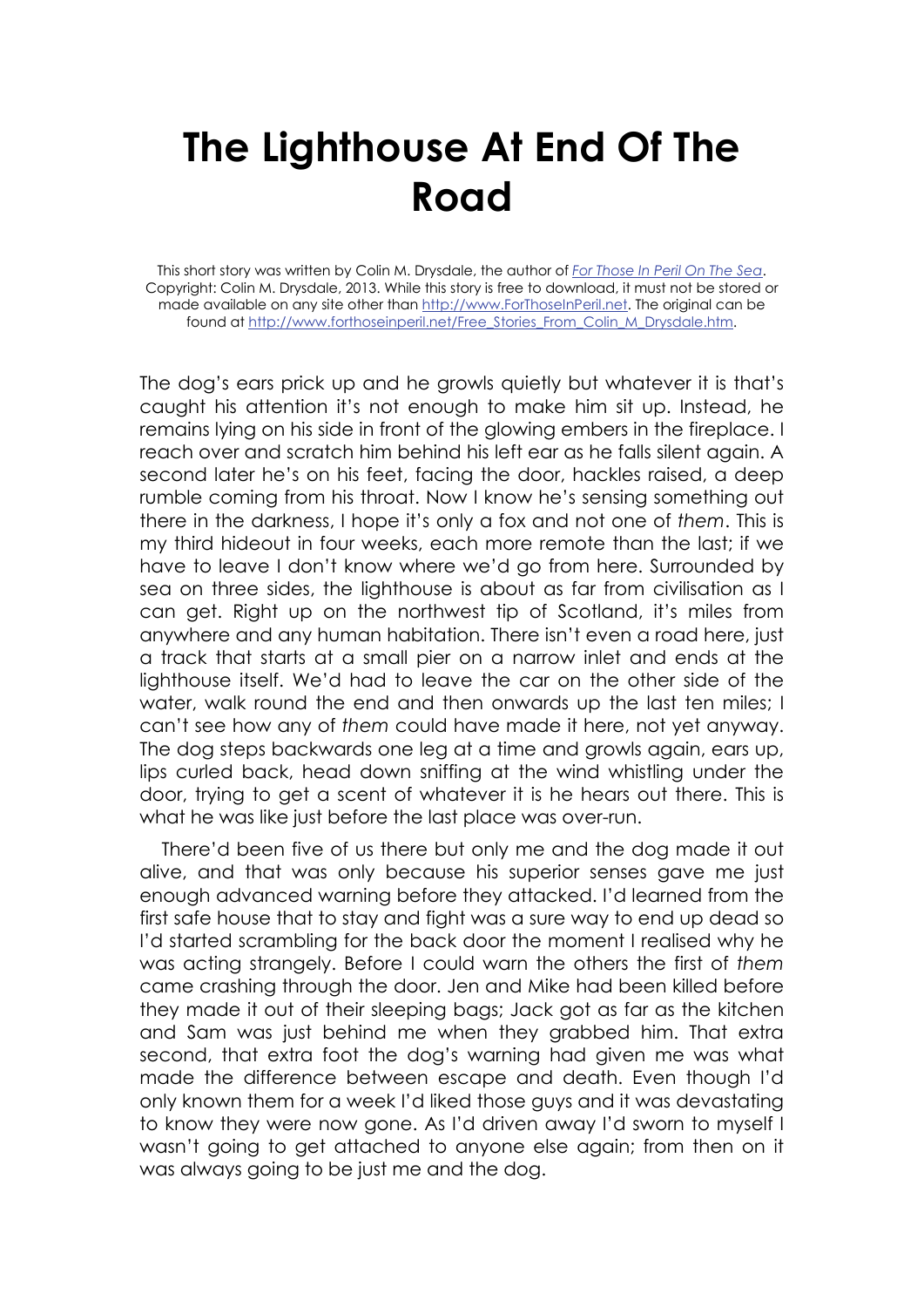# The Lighthouse At End Of The Road

This short story was written by Colin M. Drysdale, the author of [For Those In Peril On The Sea](http://www.ForThoseInPeril.net). Copyright: Colin M. Drysdale, 2013. While this story is free to download, it must not be stored or made available on any site other than http://www.ForThoseInPeril.net. The original can be found at http://www.forthoseinperil.net/Free_Stories_From_Colin_M_Drysdale.htm.

The dog's ears prick up and he growls quietly but whatever it is that's caught his attention it's not enough to make him sit up. Instead, he remains lying on his side in front of the glowing embers in the fireplace. I reach over and scratch him behind his left ear as he falls silent again. A second later he's on his feet, facing the door, hackles raised, a deep rumble coming from his throat. Now I know he's sensing something out there in the darkness, I hope it's only a fox and not one of *them*. This is my third hideout in four weeks, each more remote than the last; if we have to leave I don't know where we'd go from here. Surrounded by sea on three sides, the lighthouse is about as far from civilisation as I can get. Right up on the northwest tip of Scotland, it's miles from anywhere and any human habitation. There isn't even a road here, just a track that starts at a small pier on a narrow inlet and ends at the lighthouse itself. We'd had to leave the car on the other side of the water, walk round the end and then onwards up the last ten miles; I can't see how any of *them* could have made it here, not yet anyway. The dog steps backwards one leg at a time and growls again, ears up, lips curled back, head down sniffing at the wind whistling under the door, trying to get a scent of whatever it is he hears out there. This is what he was like just before the last place was over-run.

There'd been five of us there but only me and the dog made it out alive, and that was only because his superior senses gave me just enough advanced warning before they attacked. I'd learned from the first safe house that to stay and fight was a sure way to end up dead so I'd started scrambling for the back door the moment I realised why he was acting strangely. Before I could warn the others the first of *them* came crashing through the door. Jen and Mike had been killed before they made it out of their sleeping bags; Jack got as far as the kitchen and Sam was just behind me when they grabbed him. That extra second, that extra foot the dog's warning had given me was what made the difference between escape and death. Even though I'd only known them for a week I'd liked those guys and it was devastating to know they were now gone. As I'd driven away I'd sworn to myself I wasn't going to get attached to anyone else again; from then on it was always going to be just me and the dog.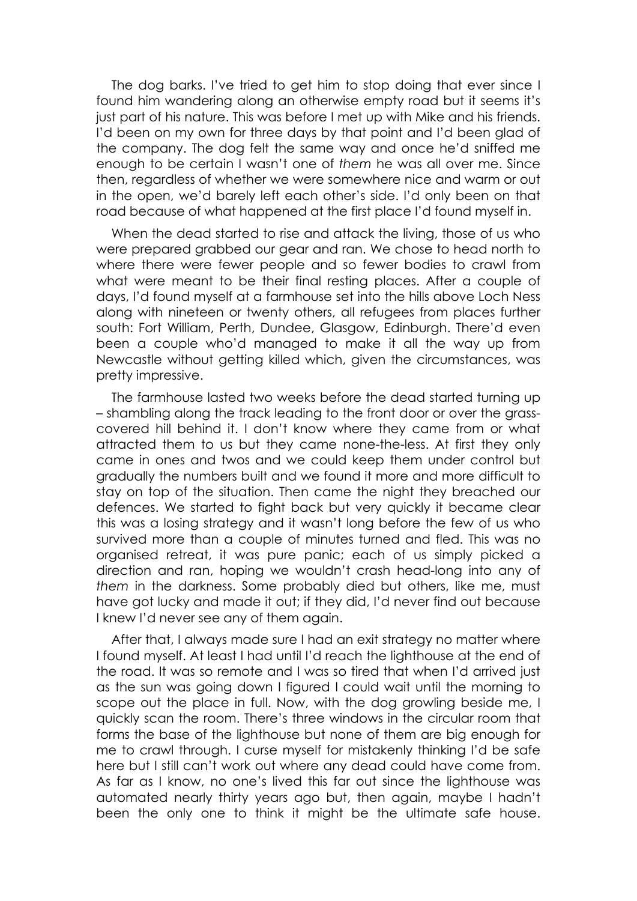The dog barks. I've tried to get him to stop doing that ever since I found him wandering along an otherwise empty road but it seems it's just part of his nature. This was before I met up with Mike and his friends. I'd been on my own for three days by that point and I'd been glad of the company. The dog felt the same way and once he'd sniffed me enough to be certain I wasn't one of *them* he was all over me. Since then, regardless of whether we were somewhere nice and warm or out in the open, we'd barely left each other's side. I'd only been on that road because of what happened at the first place I'd found myself in.

When the dead started to rise and attack the living, those of us who were prepared grabbed our gear and ran. We chose to head north to where there were fewer people and so fewer bodies to crawl from what were meant to be their final resting places. After a couple of days, I'd found myself at a farmhouse set into the hills above Loch Ness along with nineteen or twenty others, all refugees from places further south: Fort William, Perth, Dundee, Glasgow, Edinburgh. There'd even been a couple who'd managed to make it all the way up from Newcastle without getting killed which, given the circumstances, was pretty impressive.

The farmhouse lasted two weeks before the dead started turning up – shambling along the track leading to the front door or over the grass-covered hill behind it. I don't know where they came from or what attracted them to us but they came none-the-less. At first they only came in ones and twos and we could keep them under control but gradually the numbers built and we found it more and more difficult to stay on top of the situation. Then came the night they breached our defences. We started to fight back but very quickly it became clear this was a losing strategy and it wasn't long before the few of us who survived more than a couple of minutes turned and fled. This was no organised retreat, it was pure panic; each of us simply picked a direction and ran, hoping we wouldn't crash head-long into any of *them* in the darkness. Some probably died but others, like me, must have got lucky and made it out; if they did, I'd never find out because I knew I'd never see any of them again.

After that, I always made sure I had an exit strategy no matter where I found myself. At least I had until I'd reach the lighthouse at the end of the road. It was so remote and I was so tired that when I'd arrived just as the sun was going down I figured I could wait until the morning to scope out the place in full. Now, with the dog growling beside me, I quickly scan the room. There's three windows in the circular room that forms the base of the lighthouse but none of them are big enough for me to crawl through. I curse myself for mistakenly thinking I'd be safe here but I still can't work out where any dead could have come from. As far as I know, no one's lived this far out since the lighthouse was automated nearly thirty years ago but, then again, maybe I hadn't been the only one to think it might be the ultimate safe house.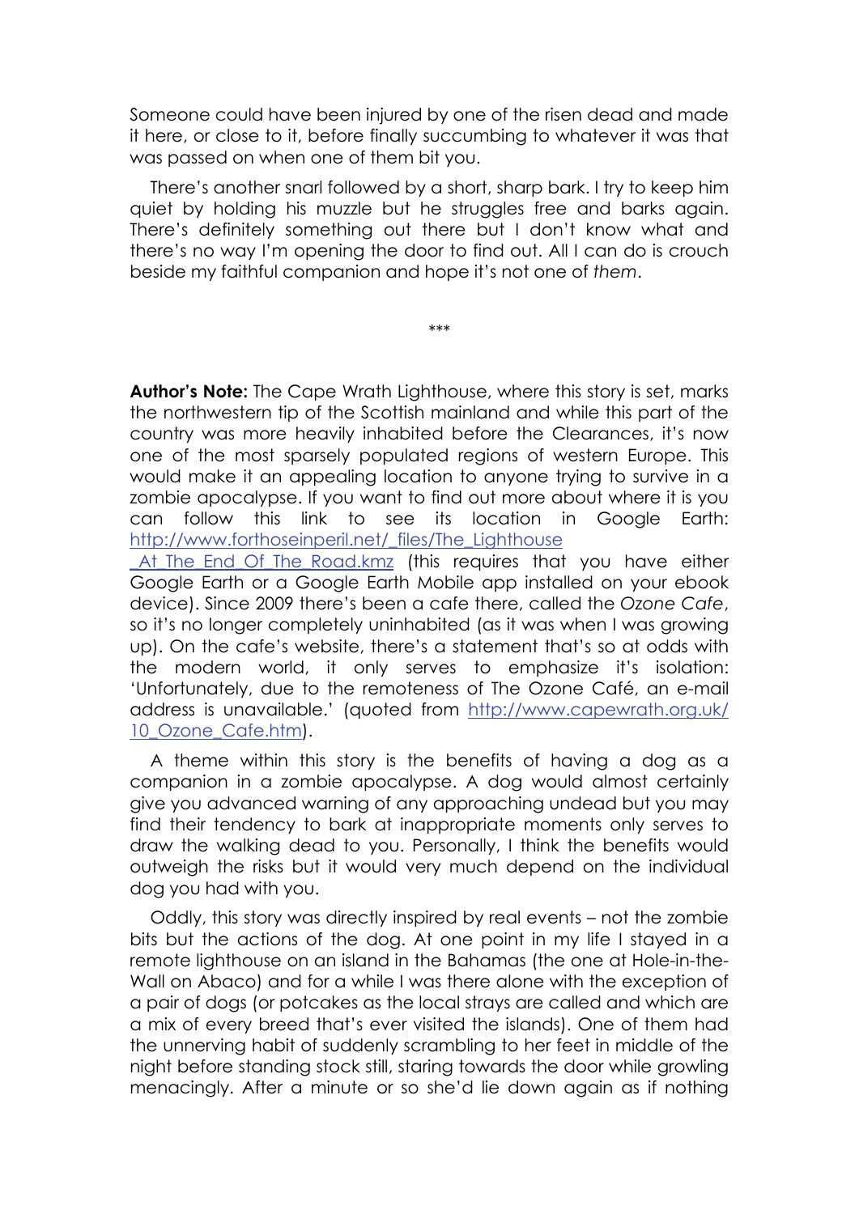Someone could have been injured by one of the risen dead and made it here, or close to it, before finally succumbing to whatever it was that was passed on when one of them bit you.

There's another snarl followed by a short, sharp bark. I try to keep him quiet by holding his muzzle but he struggles free and barks again. There's definitely something out there but I don't know what and there's no way I'm opening the door to find out. All I can do is crouch beside my faithful companion and hope it's not one of *them*.

***

**Author's Note:** The Cape Wrath Lighthouse, where this story is set, marks the northwestern tip of the Scottish mainland and while this part of the country was more heavily inhabited before the Clearances, it's now one of the most sparsely populated regions of western Europe. This would make it an appealing location to anyone trying to survive in a zombie apocalypse. If you want to find out more about where it is you can follow this link to see its location in Google Earth: [http://www.forthoseinperil.net/_files/The_Lighthouse_At_The_End_Of_The_Road.kmz](http://www.forthoseinperil.net/_files/The_Lighthouse_At_The_End_Of_The_Road.kmz) (this requires that you have either Google Earth or a Google Earth Mobile app installed on your ebook device). Since 2009 there's been a cafe there, called the *Ozone Cafe*, so it's no longer completely uninhabited (as it was when I was growing up). On the cafe's website, there's a statement that's so at odds with the modern world, it only serves to emphasize it's isolation: 'Unfortunately, due to the remoteness of The Ozone Café, an e-mail address is unavailable.' (quoted from [http://www.capewrath.org.uk/10_Ozone_Cafe.htm](http://www.capewrath.org.uk/10_Ozone_Cafe.htm)).

A theme within this story is the benefits of having a dog as a companion in a zombie apocalypse. A dog would almost certainly give you advanced warning of any approaching undead but you may find their tendency to bark at inappropriate moments only serves to draw the walking dead to you. Personally, I think the benefits would outweigh the risks but it would very much depend on the individual dog you had with you.

Oddly, this story was directly inspired by real events – not the zombie bits but the actions of the dog. At one point in my life I stayed in a remote lighthouse on an island in the Bahamas (the one at Hole-in-the-Wall on Abaco) and for a while I was there alone with the exception of a pair of dogs (or potcakes as the local strays are called and which are a mix of every breed that's ever visited the islands). One of them had the unnerving habit of suddenly scrambling to her feet in middle of the night before standing stock still, staring towards the door while growling menacingly. After a minute or so she'd lie down again as if nothing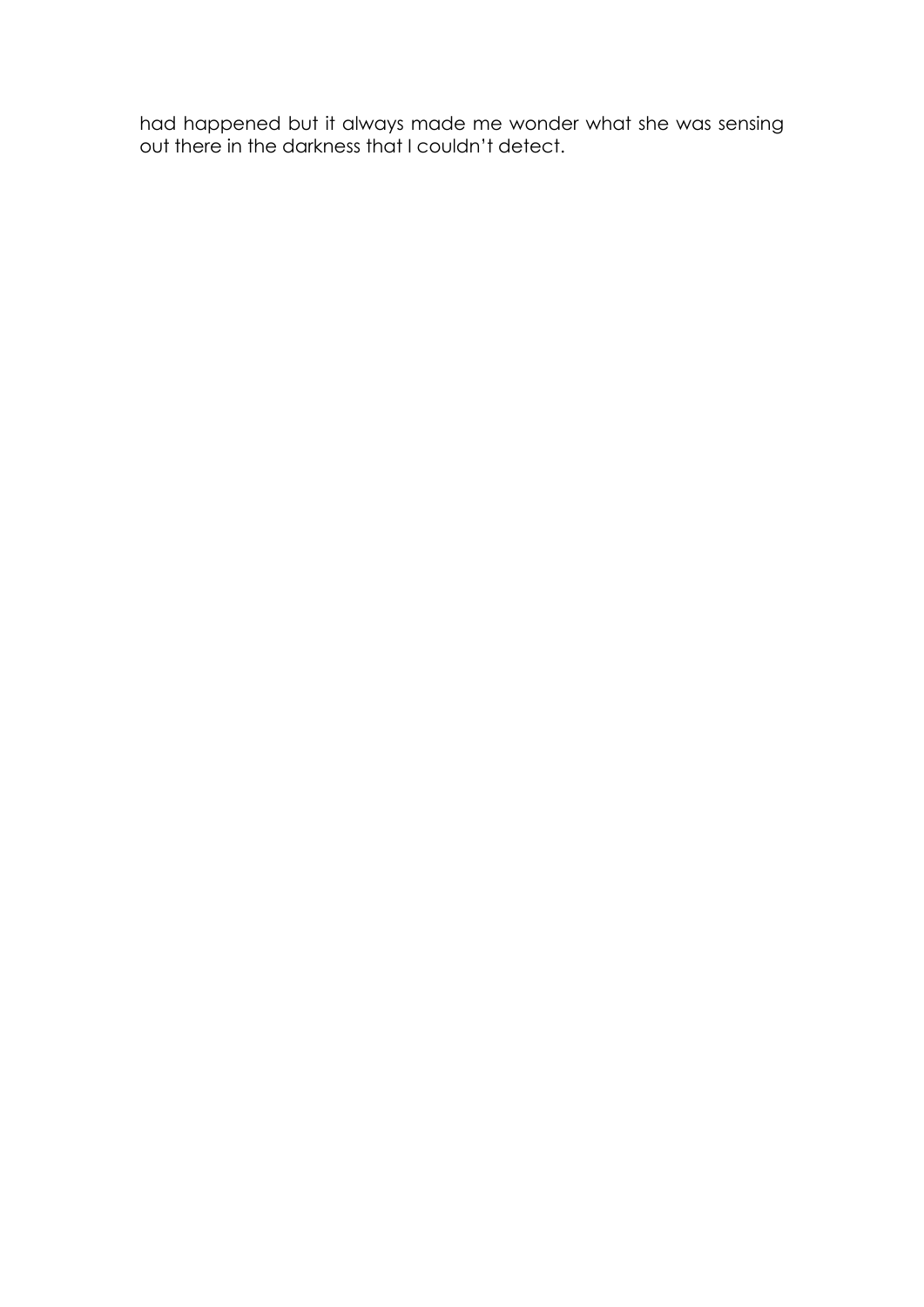had happened but it always made me wonder what she was sensing out there in the darkness that I couldn't detect.